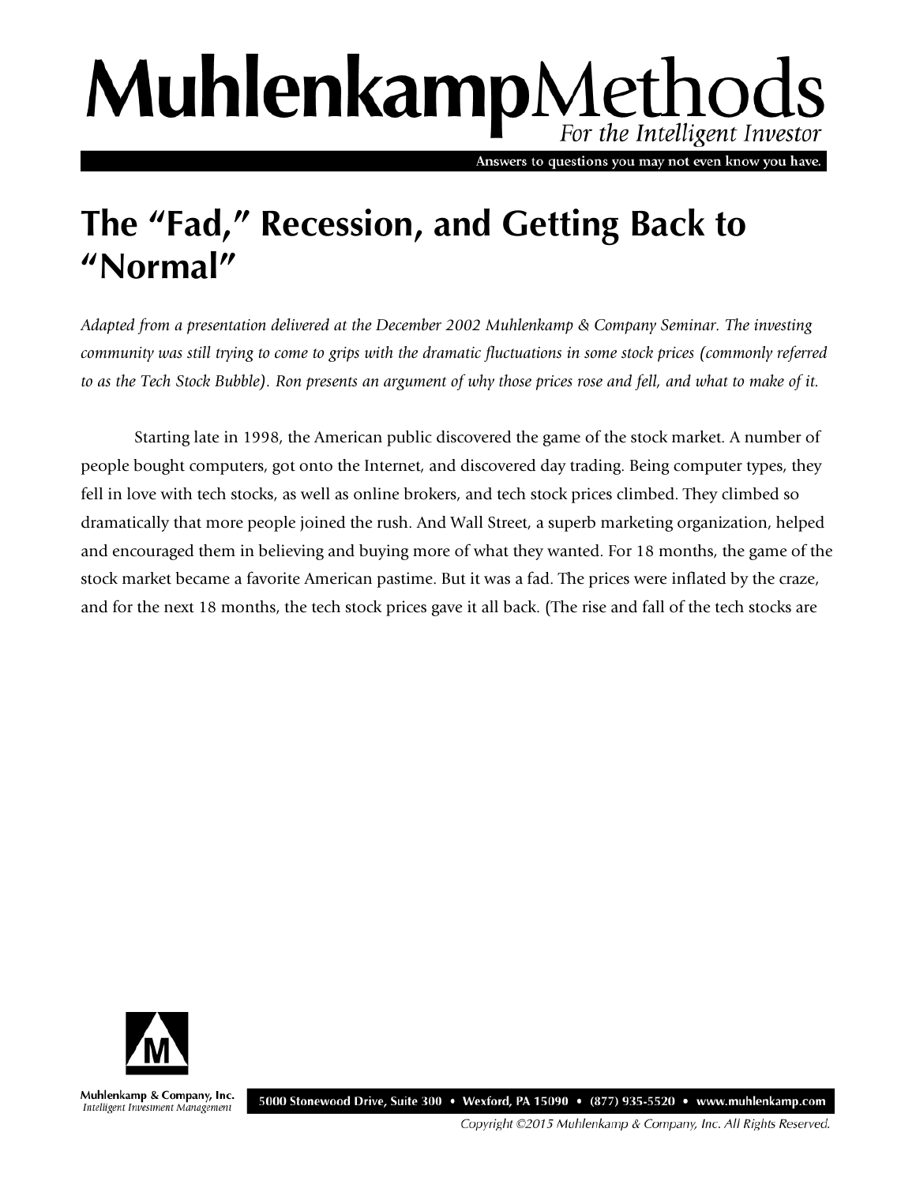# The "Fad," Recession, and Getting Back to "Normal"

*Adapted from a presentation delivered at the December 2002 Muhlenkamp & Company Seminar. The investing community was still trying to come to grips with the dramatic fluctuations in some stock prices (commonly referred to as the Tech Stock Bubble). Ron presents an argument of why those prices rose and fell, and what to make of it.*

Starting late in 1998, the American public discovered the game of the stock market. A number of people bought computers, got onto the Internet, and discovered day trading. Being computer types, they fell in love with tech stocks, as well as online brokers, and tech stock prices climbed. They climbed so dramatically that more people joined the rush. And Wall Street, a superb marketing organization, helped and encouraged them in believing and buying more of what they wanted. For 18 months, the game of the stock market became a favorite American pastime. But it was a fad. The prices were inflated by the craze, and for the next 18 months, the tech stock prices gave it all back. (The rise and fall of the tech stocks are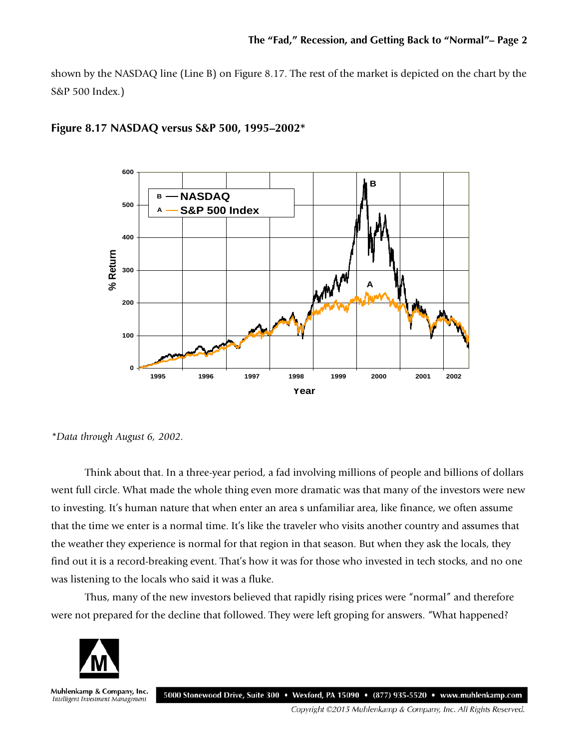shown by the NASDAQ line (Line B) on Figure 8.17. The rest of the market is depicted on the chart by the S&P 500 Index.)

**Figure 8.17 NASDAQ versus S&P 500, 1995–2002***

B — NASDAQ
A — S&P 500 Index
% Return
0
100
200
300
400
500
600
1995
1996
1997
1998
1999
2000
2001
2002
Year
A
B

*\*Data through August 6, 2002.*

Think about that. In a three-year period, a fad involving millions of people and billions of dollars went full circle. What made the whole thing even more dramatic was that many of the investors were new to investing. It's human nature that when enter an area s unfamiliar area, like finance, we often assume that the time we enter is a normal time. It's like the traveler who visits another country and assumes that the weather they experience is normal for that region in that season. But when they ask the locals, they find out it is a record-breaking event. That's how it was for those who invested in tech stocks, and no one was listening to the locals who said it was a fluke.

Thus, many of the new investors believed that rapidly rising prices were "normal" and therefore were not prepared for the decline that followed. They were left groping for answers. "What happened?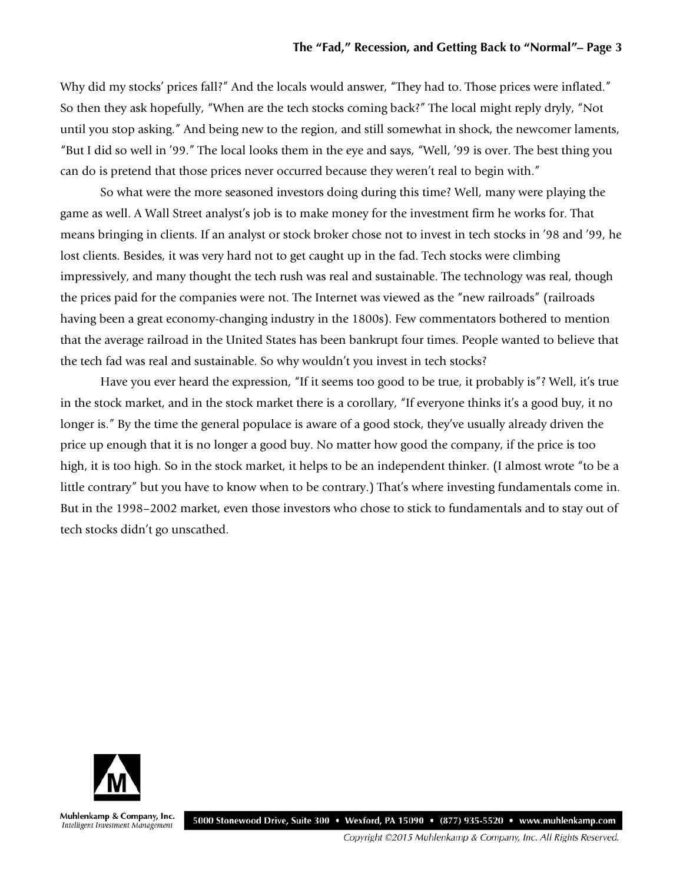Why did my stocks' prices fall?" And the locals would answer, "They had to. Those prices were inflated." So then they ask hopefully, "When are the tech stocks coming back?" The local might reply dryly, "Not until you stop asking." And being new to the region, and still somewhat in shock, the newcomer laments, "But I did so well in '99." The local looks them in the eye and says, "Well, '99 is over. The best thing you can do is pretend that those prices never occurred because they weren't real to begin with."

So what were the more seasoned investors doing during this time? Well, many were playing the game as well. A Wall Street analyst's job is to make money for the investment firm he works for. That means bringing in clients. If an analyst or stock broker chose not to invest in tech stocks in '98 and '99, he lost clients. Besides, it was very hard not to get caught up in the fad. Tech stocks were climbing impressively, and many thought the tech rush was real and sustainable. The technology was real, though the prices paid for the companies were not. The Internet was viewed as the "new railroads" (railroads having been a great economy-changing industry in the 1800s). Few commentators bothered to mention that the average railroad in the United States has been bankrupt four times. People wanted to believe that the tech fad was real and sustainable. So why wouldn't you invest in tech stocks?

Have you ever heard the expression, "If it seems too good to be true, it probably is"? Well, it's true in the stock market, and in the stock market there is a corollary, "If everyone thinks it's a good buy, it no longer is." By the time the general populace is aware of a good stock, they've usually already driven the price up enough that it is no longer a good buy. No matter how good the company, if the price is too high, it is too high. So in the stock market, it helps to be an independent thinker. (I almost wrote "to be a little contrary" but you have to know when to be contrary.) That's where investing fundamentals come in. But in the 1998–2002 market, even those investors who chose to stick to fundamentals and to stay out of tech stocks didn't go unscathed.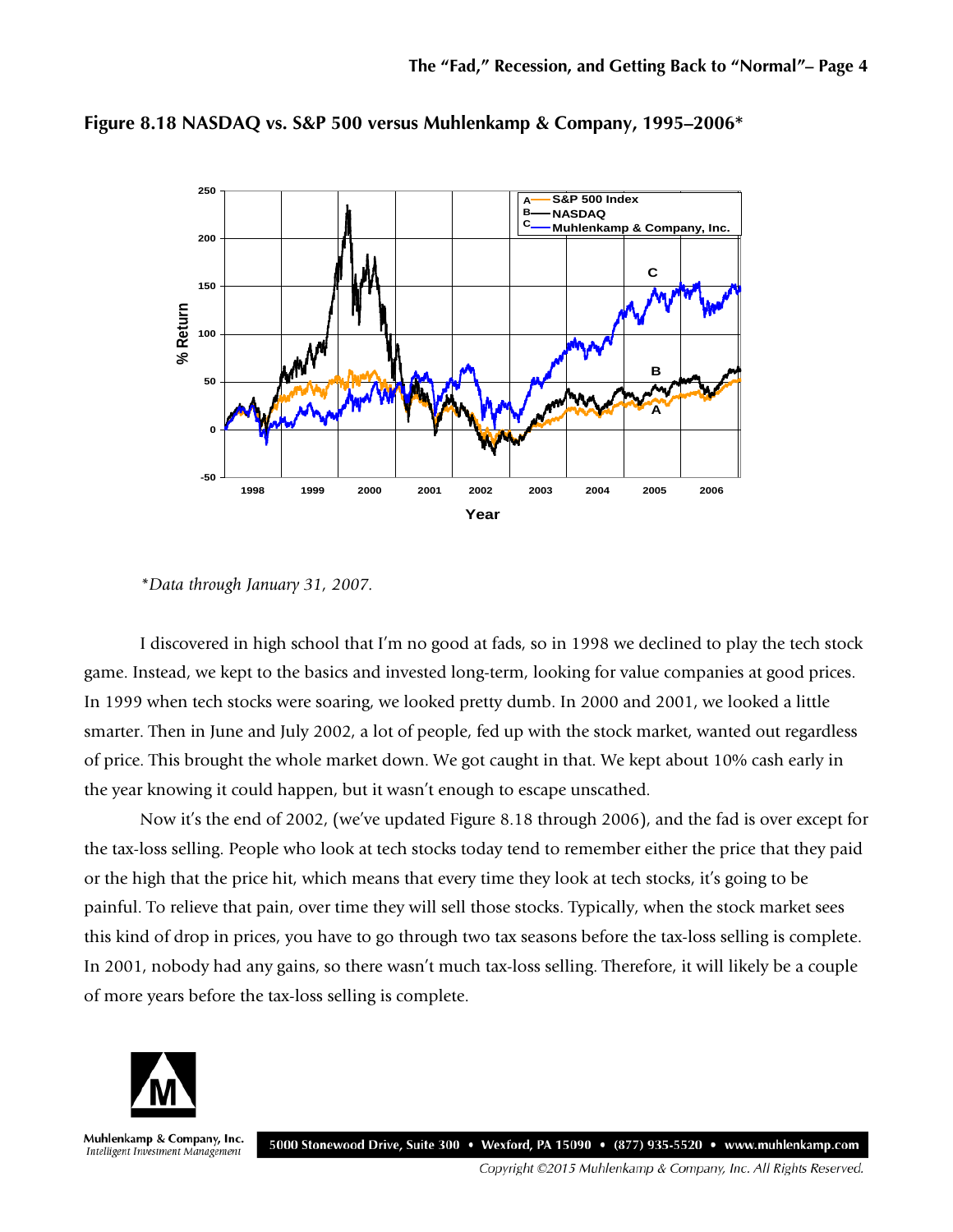**Figure 8.18 NASDAQ vs. S&P 500 versus Muhlenkamp & Company, 1995–2006***

A — S&P 500 Index
B — NASDAQ
C — Muhlenkamp & Company, Inc.

% Return

250
200
150
100
50
0
-50

1998 1999 2000 2001 2002 2003 2004 2005 2006

Year

C
B
A

*\*Data through January 31, 2007.*

I discovered in high school that I'm no good at fads, so in 1998 we declined to play the tech stock game. Instead, we kept to the basics and invested long-term, looking for value companies at good prices. In 1999 when tech stocks were soaring, we looked pretty dumb. In 2000 and 2001, we looked a little smarter. Then in June and July 2002, a lot of people, fed up with the stock market, wanted out regardless of price. This brought the whole market down. We got caught in that. We kept about 10% cash early in the year knowing it could happen, but it wasn't enough to escape unscathed.

Now it's the end of 2002, (we've updated Figure 8.18 through 2006), and the fad is over except for the tax-loss selling. People who look at tech stocks today tend to remember either the price that they paid or the high that the price hit, which means that every time they look at tech stocks, it's going to be painful. To relieve that pain, over time they will sell those stocks. Typically, when the stock market sees this kind of drop in prices, you have to go through two tax seasons before the tax-loss selling is complete. In 2001, nobody had any gains, so there wasn't much tax-loss selling. Therefore, it will likely be a couple of more years before the tax-loss selling is complete.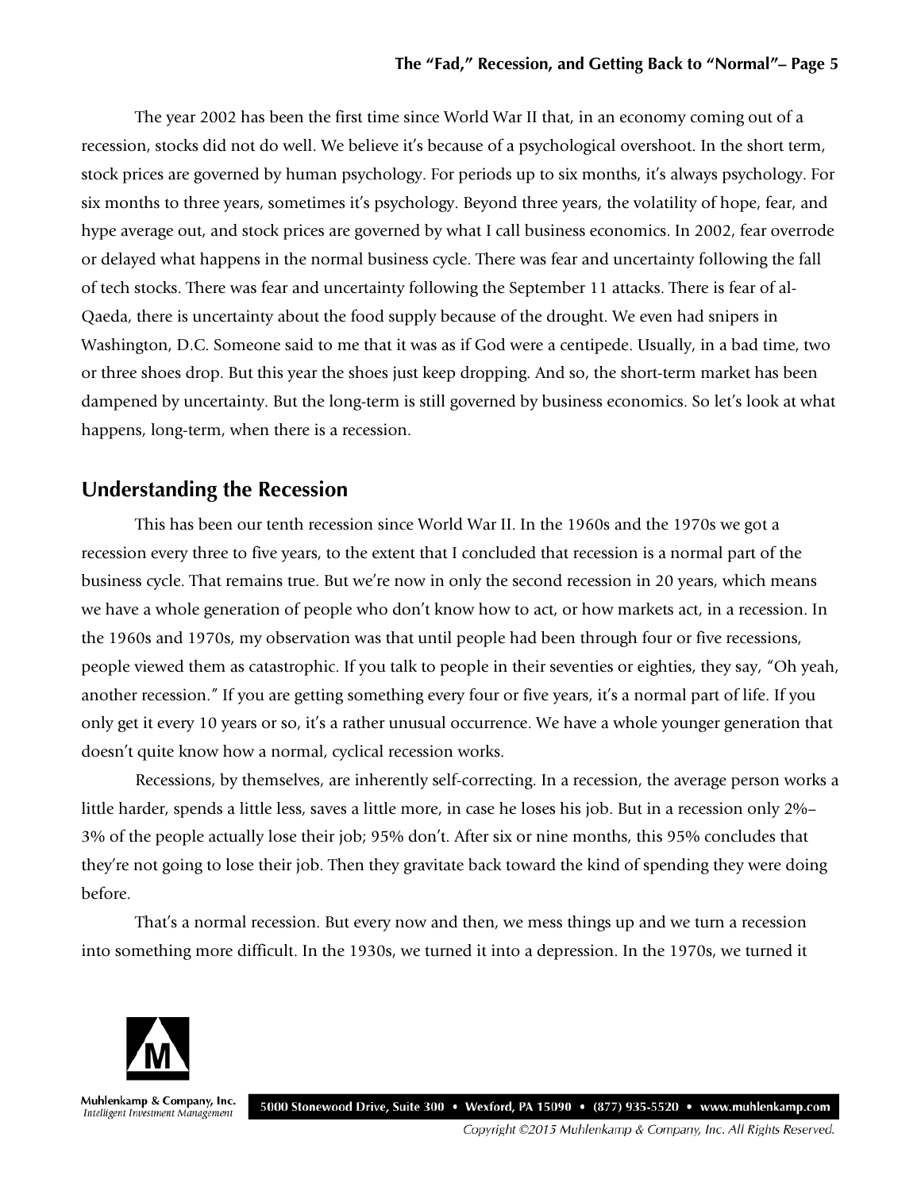The year 2002 has been the first time since World War II that, in an economy coming out of a recession, stocks did not do well. We believe it's because of a psychological overshoot. In the short term, stock prices are governed by human psychology. For periods up to six months, it's always psychology. For six months to three years, sometimes it's psychology. Beyond three years, the volatility of hope, fear, and hype average out, and stock prices are governed by what I call business economics. In 2002, fear overrode or delayed what happens in the normal business cycle. There was fear and uncertainty following the fall of tech stocks. There was fear and uncertainty following the September 11 attacks. There is fear of al-Qaeda, there is uncertainty about the food supply because of the drought. We even had snipers in Washington, D.C. Someone said to me that it was as if God were a centipede. Usually, in a bad time, two or three shoes drop. But this year the shoes just keep dropping. And so, the short-term market has been dampened by uncertainty. But the long-term is still governed by business economics. So let's look at what happens, long-term, when there is a recession.

## Understanding the Recession

This has been our tenth recession since World War II. In the 1960s and the 1970s we got a recession every three to five years, to the extent that I concluded that recession is a normal part of the business cycle. That remains true. But we're now in only the second recession in 20 years, which means we have a whole generation of people who don't know how to act, or how markets act, in a recession. In the 1960s and 1970s, my observation was that until people had been through four or five recessions, people viewed them as catastrophic. If you talk to people in their seventies or eighties, they say, "Oh yeah, another recession." If you are getting something every four or five years, it's a normal part of life. If you only get it every 10 years or so, it's a rather unusual occurrence. We have a whole younger generation that doesn't quite know how a normal, cyclical recession works.

Recessions, by themselves, are inherently self-correcting. In a recession, the average person works a little harder, spends a little less, saves a little more, in case he loses his job. But in a recession only 2%–3% of the people actually lose their job; 95% don't. After six or nine months, this 95% concludes that they're not going to lose their job. Then they gravitate back toward the kind of spending they were doing before.

That's a normal recession. But every now and then, we mess things up and we turn a recession into something more difficult. In the 1930s, we turned it into a depression. In the 1970s, we turned it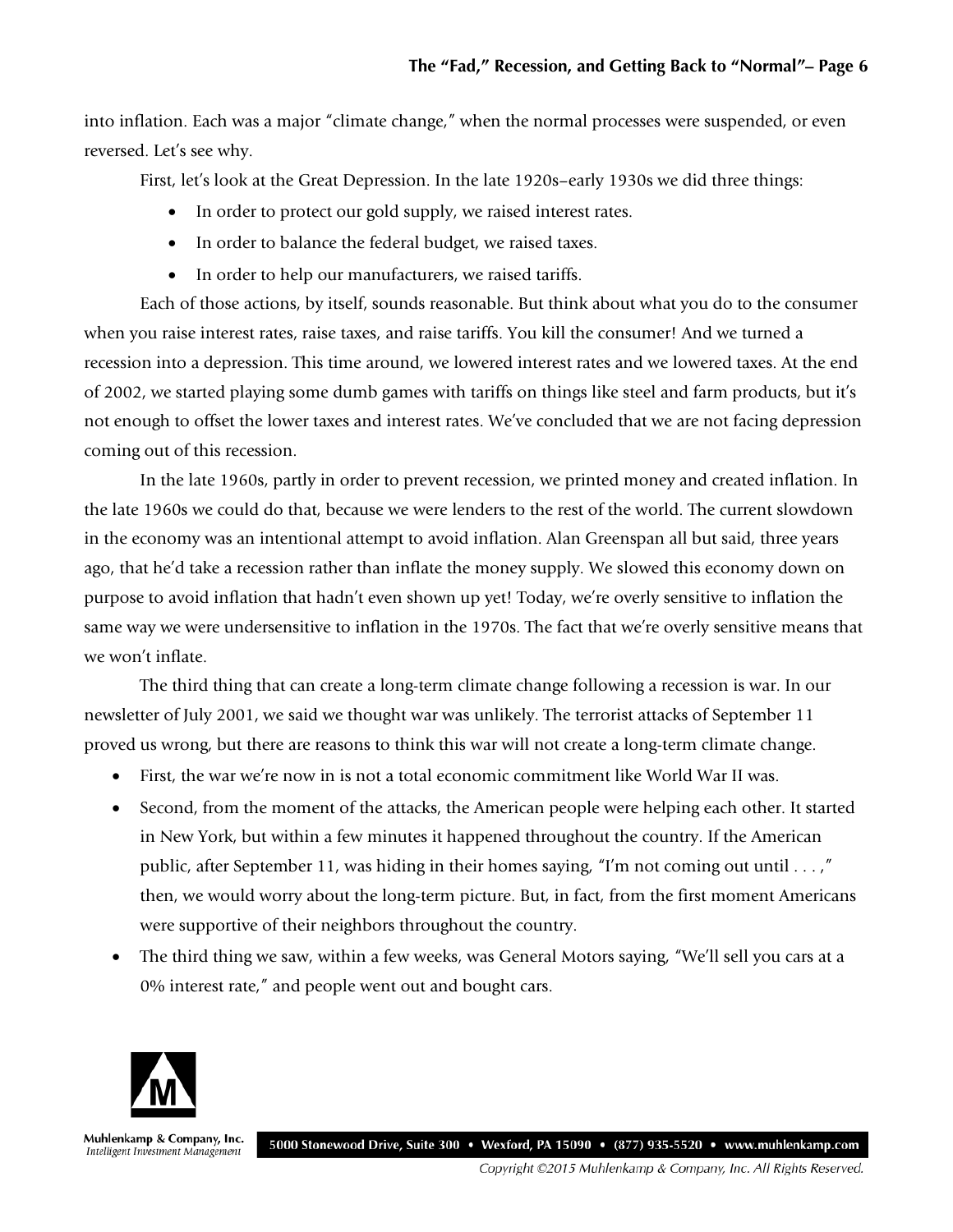into inflation. Each was a major "climate change," when the normal processes were suspended, or even reversed. Let's see why.

First, let's look at the Great Depression. In the late 1920s–early 1930s we did three things:

- In order to protect our gold supply, we raised interest rates.
- In order to balance the federal budget, we raised taxes.
- In order to help our manufacturers, we raised tariffs.

Each of those actions, by itself, sounds reasonable. But think about what you do to the consumer when you raise interest rates, raise taxes, and raise tariffs. You kill the consumer! And we turned a recession into a depression. This time around, we lowered interest rates and we lowered taxes. At the end of 2002, we started playing some dumb games with tariffs on things like steel and farm products, but it's not enough to offset the lower taxes and interest rates. We've concluded that we are not facing depression coming out of this recession.

In the late 1960s, partly in order to prevent recession, we printed money and created inflation. In the late 1960s we could do that, because we were lenders to the rest of the world. The current slowdown in the economy was an intentional attempt to avoid inflation. Alan Greenspan all but said, three years ago, that he'd take a recession rather than inflate the money supply. We slowed this economy down on purpose to avoid inflation that hadn't even shown up yet! Today, we're overly sensitive to inflation the same way we were undersensitive to inflation in the 1970s. The fact that we're overly sensitive means that we won't inflate.

The third thing that can create a long-term climate change following a recession is war. In our newsletter of July 2001, we said we thought war was unlikely. The terrorist attacks of September 11 proved us wrong, but there are reasons to think this war will not create a long-term climate change.

- First, the war we're now in is not a total economic commitment like World War II was.
- Second, from the moment of the attacks, the American people were helping each other. It started in New York, but within a few minutes it happened throughout the country. If the American public, after September 11, was hiding in their homes saying, "I'm not coming out until . . . ," then, we would worry about the long-term picture. But, in fact, from the first moment Americans were supportive of their neighbors throughout the country.
- The third thing we saw, within a few weeks, was General Motors saying, "We'll sell you cars at a 0% interest rate," and people went out and bought cars.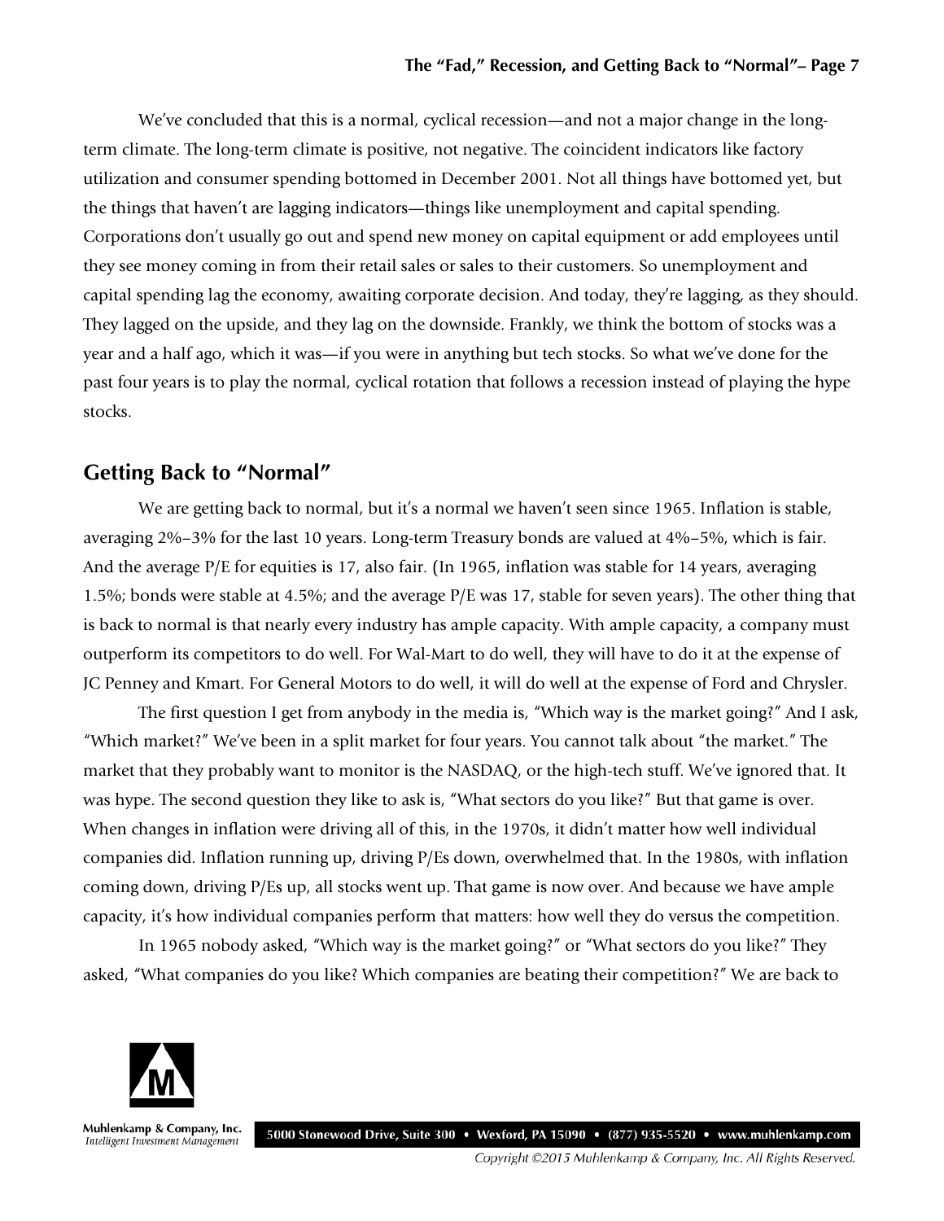We've concluded that this is a normal, cyclical recession—and not a major change in the long-term climate. The long-term climate is positive, not negative. The coincident indicators like factory utilization and consumer spending bottomed in December 2001. Not all things have bottomed yet, but the things that haven't are lagging indicators—things like unemployment and capital spending. Corporations don't usually go out and spend new money on capital equipment or add employees until they see money coming in from their retail sales or sales to their customers. So unemployment and capital spending lag the economy, awaiting corporate decision. And today, they're lagging, as they should. They lagged on the upside, and they lag on the downside. Frankly, we think the bottom of stocks was a year and a half ago, which it was—if you were in anything but tech stocks. So what we've done for the past four years is to play the normal, cyclical rotation that follows a recession instead of playing the hype stocks.

## Getting Back to "Normal"

We are getting back to normal, but it's a normal we haven't seen since 1965. Inflation is stable, averaging 2%–3% for the last 10 years. Long-term Treasury bonds are valued at 4%–5%, which is fair. And the average P/E for equities is 17, also fair. (In 1965, inflation was stable for 14 years, averaging 1.5%; bonds were stable at 4.5%; and the average P/E was 17, stable for seven years). The other thing that is back to normal is that nearly every industry has ample capacity. With ample capacity, a company must outperform its competitors to do well. For Wal-Mart to do well, they will have to do it at the expense of JC Penney and Kmart. For General Motors to do well, it will do well at the expense of Ford and Chrysler.

The first question I get from anybody in the media is, "Which way is the market going?" And I ask, "Which market?" We've been in a split market for four years. You cannot talk about "the market." The market that they probably want to monitor is the NASDAQ, or the high-tech stuff. We've ignored that. It was hype. The second question they like to ask is, "What sectors do you like?" But that game is over. When changes in inflation were driving all of this, in the 1970s, it didn't matter how well individual companies did. Inflation running up, driving P/Es down, overwhelmed that. In the 1980s, with inflation coming down, driving P/Es up, all stocks went up. That game is now over. And because we have ample capacity, it's how individual companies perform that matters: how well they do versus the competition.

In 1965 nobody asked, "Which way is the market going?" or "What sectors do you like?" They asked, "What companies do you like? Which companies are beating their competition?" We are back to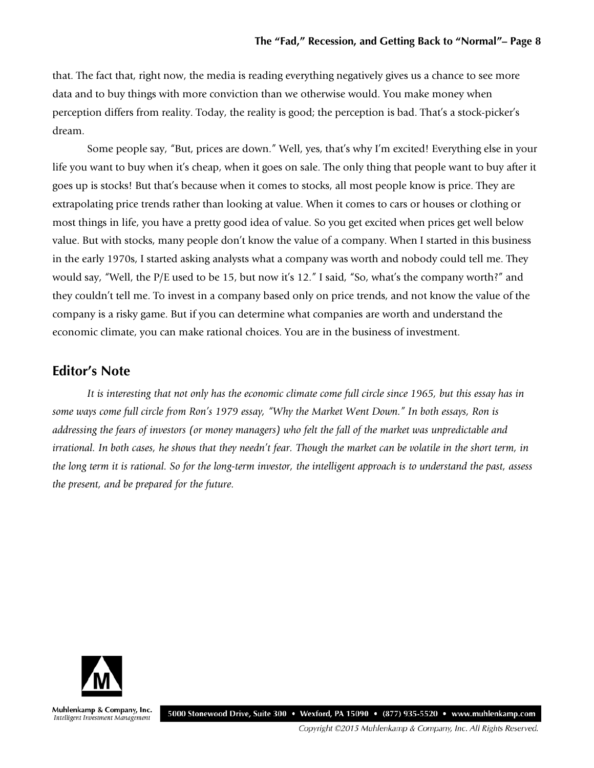that. The fact that, right now, the media is reading everything negatively gives us a chance to see more data and to buy things with more conviction than we otherwise would. You make money when perception differs from reality. Today, the reality is good; the perception is bad. That's a stock-picker's dream.

Some people say, "But, prices are down." Well, yes, that's why I'm excited! Everything else in your life you want to buy when it's cheap, when it goes on sale. The only thing that people want to buy after it goes up is stocks! But that's because when it comes to stocks, all most people know is price. They are extrapolating price trends rather than looking at value. When it comes to cars or houses or clothing or most things in life, you have a pretty good idea of value. So you get excited when prices get well below value. But with stocks, many people don't know the value of a company. When I started in this business in the early 1970s, I started asking analysts what a company was worth and nobody could tell me. They would say, "Well, the P/E used to be 15, but now it's 12." I said, "So, what's the company worth?" and they couldn't tell me. To invest in a company based only on price trends, and not know the value of the company is a risky game. But if you can determine what companies are worth and understand the economic climate, you can make rational choices. You are in the business of investment.

## Editor's Note

*It is interesting that not only has the economic climate come full circle since 1965, but this essay has in some ways come full circle from Ron's 1979 essay, "Why the Market Went Down." In both essays, Ron is addressing the fears of investors (or money managers) who felt the fall of the market was unpredictable and irrational. In both cases, he shows that they needn't fear. Though the market can be volatile in the short term, in the long term it is rational. So for the long-term investor, the intelligent approach is to understand the past, assess the present, and be prepared for the future.*